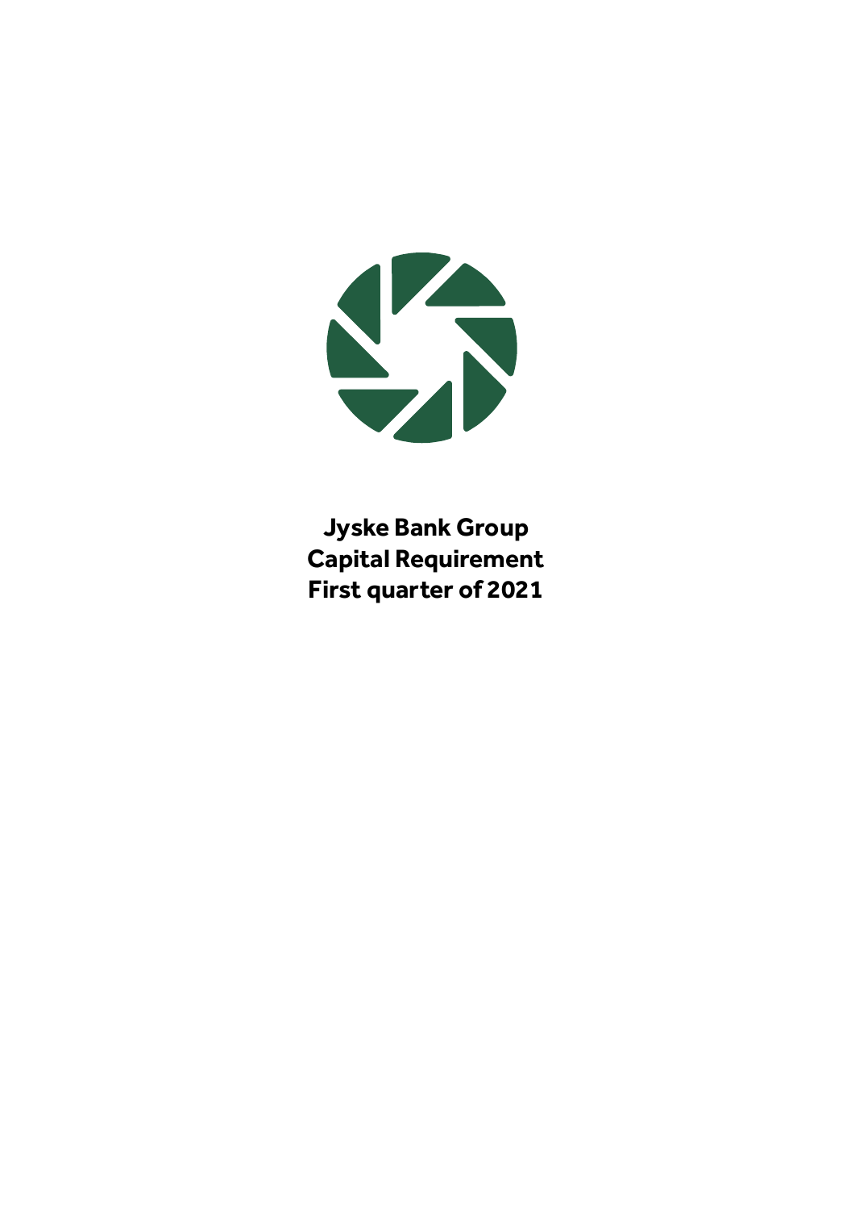# Jyske Bank Group Capital Requirement First quarter of 2021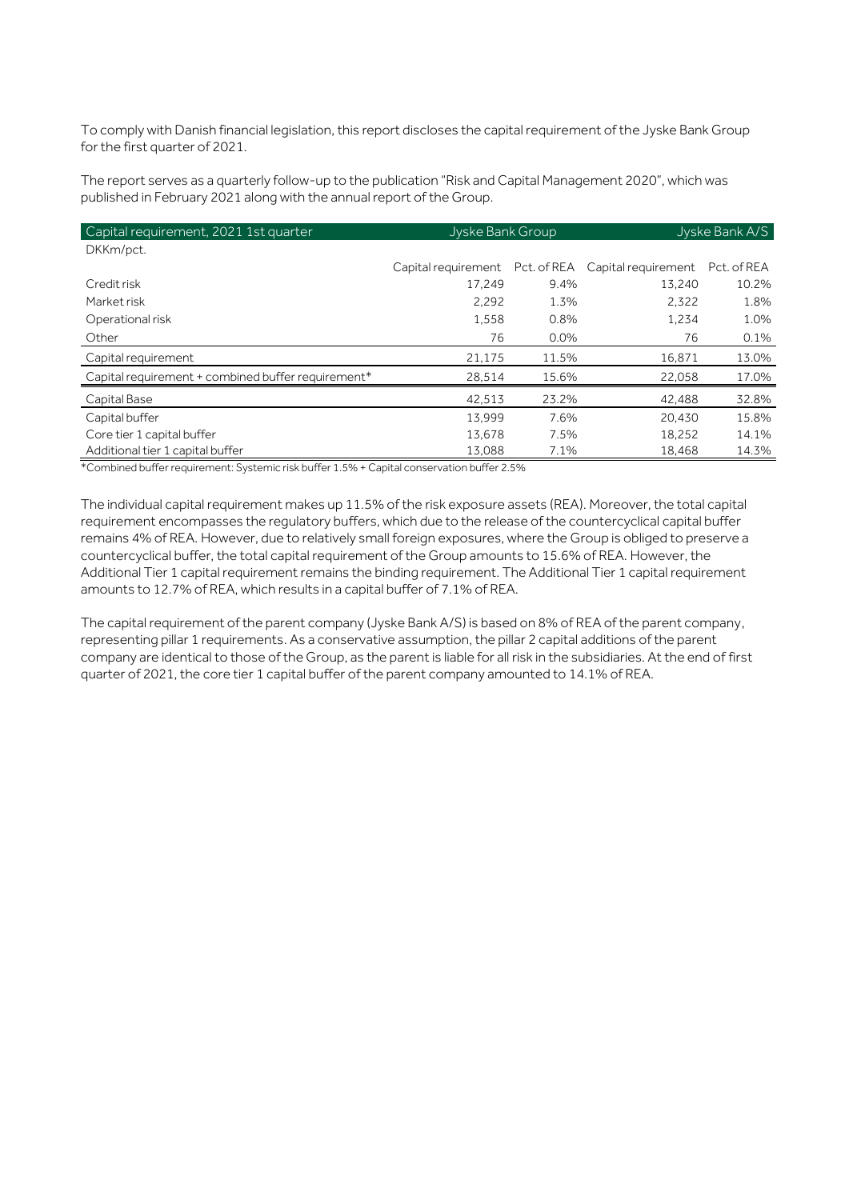To comply with Danish financial legislation, this report discloses the capital requirement of the Jyske Bank Group for the first quarter of 2021.

The report serves as a quarterly follow-up to the publication "Risk and Capital Management 2020", which was published in February 2021 along with the annual report of the Group.

| Capital requirement, 2021 1st quarter | Jyske Bank Group | | Jyske Bank A/S | |
|---|---|---|---|---|
| DKKm/pct. | | | | |
| | Capital requirement | Pct. of REA | Capital requirement | Pct. of REA |
| Credit risk | 17,249 | 9.4% | 13,240 | 10.2% |
| Market risk | 2,292 | 1.3% | 2,322 | 1.8% |
| Operational risk | 1,558 | 0.8% | 1,234 | 1.0% |
| Other | 76 | 0.0% | 76 | 0.1% |
| Capital requirement | 21,175 | 11.5% | 16,871 | 13.0% |
| Capital requirement + combined buffer requirement* | 28,514 | 15.6% | 22,058 | 17.0% |
| Capital Base | 42,513 | 23.2% | 42,488 | 32.8% |
| Capital buffer | 13,999 | 7.6% | 20,430 | 15.8% |
| Core tier 1 capital buffer | 13,678 | 7.5% | 18,252 | 14.1% |
| Additional tier 1 capital buffer | 13,088 | 7.1% | 18,468 | 14.3% |

*Combined buffer requirement: Systemic risk buffer 1.5% + Capital conservation buffer 2.5%

The individual capital requirement makes up 11.5% of the risk exposure assets (REA). Moreover, the total capital requirement encompasses the regulatory buffers, which due to the release of the countercyclical capital buffer remains 4% of REA. However, due to relatively small foreign exposures, where the Group is obliged to preserve a countercyclical buffer, the total capital requirement of the Group amounts to 15.6% of REA. However, the Additional Tier 1 capital requirement remains the binding requirement. The Additional Tier 1 capital requirement amounts to 12.7% of REA, which results in a capital buffer of 7.1% of REA.

The capital requirement of the parent company (Jyske Bank A/S) is based on 8% of REA of the parent company, representing pillar 1 requirements. As a conservative assumption, the pillar 2 capital additions of the parent company are identical to those of the Group, as the parent is liable for all risk in the subsidiaries. At the end of first quarter of 2021, the core tier 1 capital buffer of the parent company amounted to 14.1% of REA.